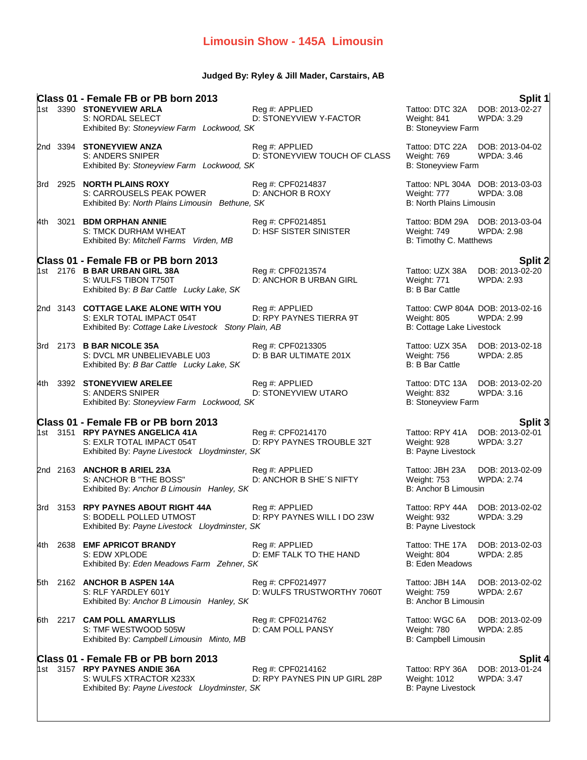# Limousin Show - 145A Limousin

**Judged By: Ryley & Jill Mader, Carstairs, AB**

## Class 01 - Female FB or PB born 2013 — Split 1

1st 3390 **STONEYVIEW ARLA** Reg #: APPLIED Tattoo: DTC 32A DOB: 2013-02-27
S: NORDAL SELECT D: STONEYVIEW Y-FACTOR Weight: 841 WPDA: 3.29
Exhibited By: *Stoneyview Farm Lockwood, SK* B: Stoneyview Farm

2nd 3394 **STONEYVIEW ANZA** Reg #: APPLIED Tattoo: DTC 22A DOB: 2013-04-02
S: ANDERS SNIPER D: STONEYVIEW TOUCH OF CLASS Weight: 769 WPDA: 3.46
Exhibited By: *Stoneyview Farm Lockwood, SK* B: Stoneyview Farm

3rd 2925 **NORTH PLAINS ROXY** Reg #: CPF0214837 Tattoo: NPL 304A DOB: 2013-03-03
S: CARROUSELS PEAK POWER D: ANCHOR B ROXY Weight: 777 WPDA: 3.08
Exhibited By: *North Plains Limousin Bethune, SK* B: North Plains Limousin

4th 3021 **BDM ORPHAN ANNIE** Reg #: CPF0214851 Tattoo: BDM 29A DOB: 2013-03-04
S: TMCK DURHAM WHEAT D: HSF SISTER SINISTER Weight: 749 WPDA: 2.98
Exhibited By: *Mitchell Farms Virden, MB* B: Timothy C. Matthews

## Class 01 - Female FB or PB born 2013 — Split 2

1st 2176 **B BAR URBAN GIRL 38A** Reg #: CPF0213574 Tattoo: UZX 38A DOB: 2013-02-20
S: WULFS TIBON T750T D: ANCHOR B URBAN GIRL Weight: 771 WPDA: 2.93
Exhibited By: *B Bar Cattle Lucky Lake, SK* B: B Bar Cattle

2nd 3143 **COTTAGE LAKE ALONE WITH YOU** Reg #: APPLIED Tattoo: CWP 804A DOB: 2013-02-16
S: EXLR TOTAL IMPACT 054T D: RPY PAYNES TIERRA 9T Weight: 805 WPDA: 2.99
Exhibited By: *Cottage Lake Livestock Stony Plain, AB* B: Cottage Lake Livestock

3rd 2173 **B BAR NICOLE 35A** Reg #: CPF0213305 Tattoo: UZX 35A DOB: 2013-02-18
S: DVCL MR UNBELIEVABLE U03 D: B BAR ULTIMATE 201X Weight: 756 WPDA: 2.85
Exhibited By: *B Bar Cattle Lucky Lake, SK* B: B Bar Cattle

4th 3392 **STONEYVIEW ARELEE** Reg #: APPLIED Tattoo: DTC 13A DOB: 2013-02-20
S: ANDERS SNIPER D: STONEYVIEW UTARO Weight: 832 WPDA: 3.16
Exhibited By: *Stoneyview Farm Lockwood, SK* B: Stoneyview Farm

## Class 01 - Female FB or PB born 2013 — Split 3

1st 3151 **RPY PAYNES ANGELICA 41A** Reg #: CPF0214170 Tattoo: RPY 41A DOB: 2013-02-01
S: EXLR TOTAL IMPACT 054T D: RPY PAYNES TROUBLE 32T Weight: 928 WPDA: 3.27
Exhibited By: *Payne Livestock Lloydminster, SK* B: Payne Livestock

2nd 2163 **ANCHOR B ARIEL 23A** Reg #: APPLIED Tattoo: JBH 23A DOB: 2013-02-09
S: ANCHOR B "THE BOSS" D: ANCHOR B SHE´S NIFTY Weight: 753 WPDA: 2.74
Exhibited By: *Anchor B Limousin Hanley, SK* B: Anchor B Limousin

3rd 3153 **RPY PAYNES ABOUT RIGHT 44A** Reg #: APPLIED Tattoo: RPY 44A DOB: 2013-02-02
S: BODELL POLLED UTMOST D: RPY PAYNES WILL I DO 23W Weight: 932 WPDA: 3.29
Exhibited By: *Payne Livestock Lloydminster, SK* B: Payne Livestock

4th 2638 **EMF APRICOT BRANDY** Reg #: APPLIED Tattoo: THE 17A DOB: 2013-02-03
S: EDW XPLODE D: EMF TALK TO THE HAND Weight: 804 WPDA: 2.85
Exhibited By: *Eden Meadows Farm Zehner, SK* B: Eden Meadows

5th 2162 **ANCHOR B ASPEN 14A** Reg #: CPF0214977 Tattoo: JBH 14A DOB: 2013-02-02
S: RLF YARDLEY 601Y D: WULFS TRUSTWORTHY 7060T Weight: 759 WPDA: 2.67
Exhibited By: *Anchor B Limousin Hanley, SK* B: Anchor B Limousin

6th 2217 **CAM POLL AMARYLLIS** Reg #: CPF0214762 Tattoo: WGC 6A DOB: 2013-02-09
S: TMF WESTWOOD 505W D: CAM POLL PANSY Weight: 780 WPDA: 2.85
Exhibited By: *Campbell Limousin Minto, MB* B: Campbell Limousin

## Class 01 - Female FB or PB born 2013 — Split 4

1st 3157 **RPY PAYNES ANDIE 36A** Reg #: CPF0214162 Tattoo: RPY 36A DOB: 2013-01-24
S: WULFS XTRACTOR X233X D: RPY PAYNES PIN UP GIRL 28P Weight: 1012 WPDA: 3.47
Exhibited By: *Payne Livestock Lloydminster, SK* B: Payne Livestock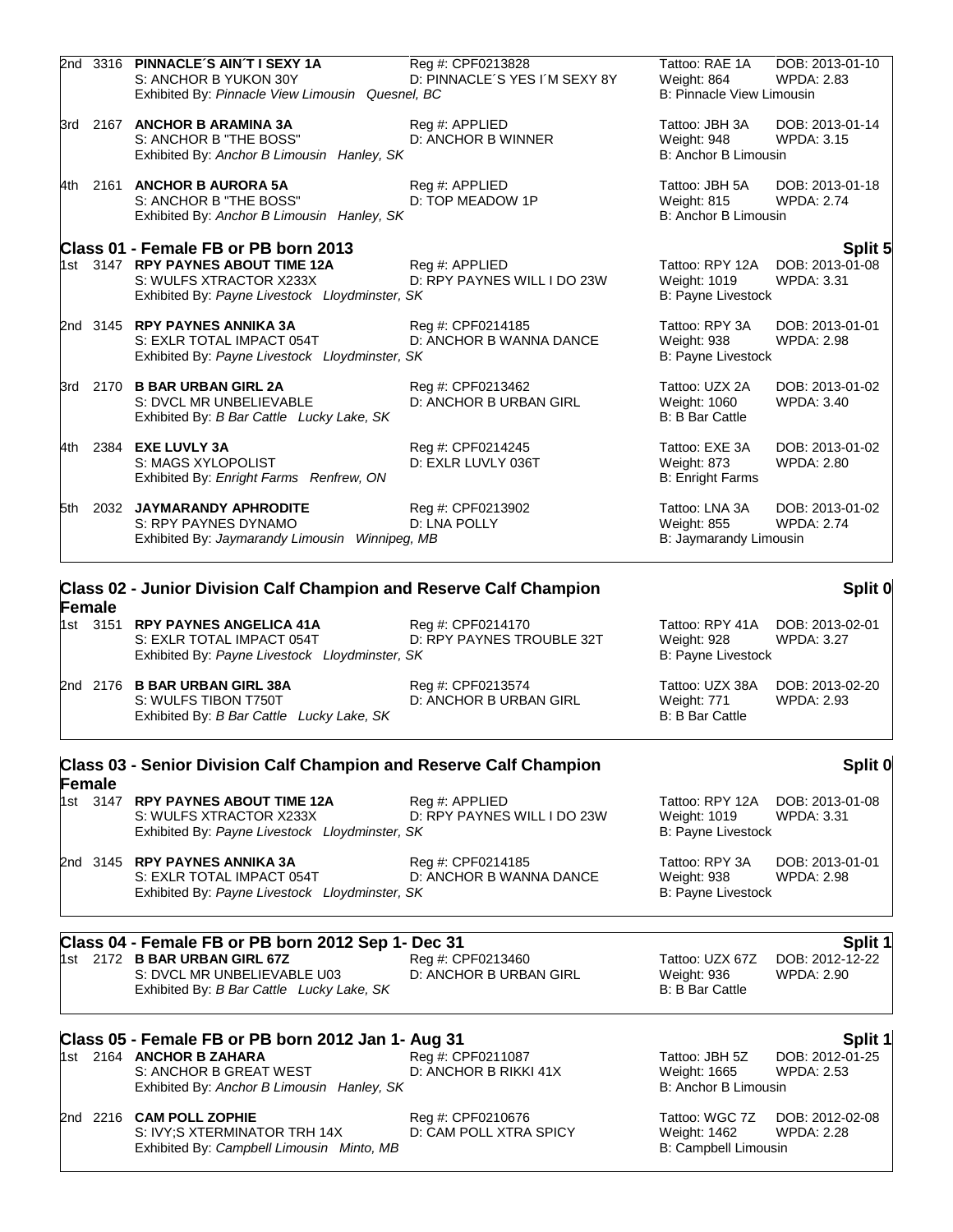2nd 3316 **PINNACLE´S AIN´T I SEXY 1A** Reg #: CPF0213828 Tattoo: RAE 1A DOB: 2013-01-10
S: ANCHOR B YUKON 30Y D: PINNACLE´S YES I´M SEXY 8Y Weight: 864 WPDA: 2.83
Exhibited By: *Pinnacle View Limousin Quesnel, BC* B: Pinnacle View Limousin

3rd 2167 **ANCHOR B ARAMINA 3A** Reg #: APPLIED Tattoo: JBH 3A DOB: 2013-01-14
S: ANCHOR B "THE BOSS" D: ANCHOR B WINNER Weight: 948 WPDA: 3.15
Exhibited By: *Anchor B Limousin Hanley, SK* B: Anchor B Limousin

4th 2161 **ANCHOR B AURORA 5A** Reg #: APPLIED Tattoo: JBH 5A DOB: 2013-01-18
S: ANCHOR B "THE BOSS" D: TOP MEADOW 1P Weight: 815 WPDA: 2.74
Exhibited By: *Anchor B Limousin Hanley, SK* B: Anchor B Limousin

## Class 01 - Female FB or PB born 2013 — Split 5

1st 3147 **RPY PAYNES ABOUT TIME 12A** Reg #: APPLIED Tattoo: RPY 12A DOB: 2013-01-08
S: WULFS XTRACTOR X233X D: RPY PAYNES WILL I DO 23W Weight: 1019 WPDA: 3.31
Exhibited By: *Payne Livestock Lloydminster, SK* B: Payne Livestock

2nd 3145 **RPY PAYNES ANNIKA 3A** Reg #: CPF0214185 Tattoo: RPY 3A DOB: 2013-01-01
S: EXLR TOTAL IMPACT 054T D: ANCHOR B WANNA DANCE Weight: 938 WPDA: 2.98
Exhibited By: *Payne Livestock Lloydminster, SK* B: Payne Livestock

3rd 2170 **B BAR URBAN GIRL 2A** Reg #: CPF0213462 Tattoo: UZX 2A DOB: 2013-01-02
S: DVCL MR UNBELIEVABLE D: ANCHOR B URBAN GIRL Weight: 1060 WPDA: 3.40
Exhibited By: *B Bar Cattle Lucky Lake, SK* B: B Bar Cattle

4th 2384 **EXE LUVLY 3A** Reg #: CPF0214245 Tattoo: EXE 3A DOB: 2013-01-02
S: MAGS XYLOPOLIST D: EXLR LUVLY 036T Weight: 873 WPDA: 2.80
Exhibited By: *Enright Farms Renfrew, ON* B: Enright Farms

5th 2032 **JAYMARANDY APHRODITE** Reg #: CPF0213902 Tattoo: LNA 3A DOB: 2013-01-02
S: RPY PAYNES DYNAMO D: LNA POLLY Weight: 855 WPDA: 2.74
Exhibited By: *Jaymarandy Limousin Winnipeg, MB* B: Jaymarandy Limousin

## Class 02 - Junior Division Calf Champion and Reserve Calf Champion Female — Split 0

1st 3151 **RPY PAYNES ANGELICA 41A** Reg #: CPF0214170 Tattoo: RPY 41A DOB: 2013-02-01
S: EXLR TOTAL IMPACT 054T D: RPY PAYNES TROUBLE 32T Weight: 928 WPDA: 3.27
Exhibited By: *Payne Livestock Lloydminster, SK* B: Payne Livestock

2nd 2176 **B BAR URBAN GIRL 38A** Reg #: CPF0213574 Tattoo: UZX 38A DOB: 2013-02-20
S: WULFS TIBON T750T D: ANCHOR B URBAN GIRL Weight: 771 WPDA: 2.93
Exhibited By: *B Bar Cattle Lucky Lake, SK* B: B Bar Cattle

## Class 03 - Senior Division Calf Champion and Reserve Calf Champion Female — Split 0

1st 3147 **RPY PAYNES ABOUT TIME 12A** Reg #: APPLIED Tattoo: RPY 12A DOB: 2013-01-08
S: WULFS XTRACTOR X233X D: RPY PAYNES WILL I DO 23W Weight: 1019 WPDA: 3.31
Exhibited By: *Payne Livestock Lloydminster, SK* B: Payne Livestock

2nd 3145 **RPY PAYNES ANNIKA 3A** Reg #: CPF0214185 Tattoo: RPY 3A DOB: 2013-01-01
S: EXLR TOTAL IMPACT 054T D: ANCHOR B WANNA DANCE Weight: 938 WPDA: 2.98
Exhibited By: *Payne Livestock Lloydminster, SK* B: Payne Livestock

## Class 04 - Female FB or PB born 2012 Sep 1- Dec 31 — Split 1

1st 2172 **B BAR URBAN GIRL 67Z** Reg #: CPF0213460 Tattoo: UZX 67Z DOB: 2012-12-22
S: DVCL MR UNBELIEVABLE U03 D: ANCHOR B URBAN GIRL Weight: 936 WPDA: 2.90
Exhibited By: *B Bar Cattle Lucky Lake, SK* B: B Bar Cattle

## Class 05 - Female FB or PB born 2012 Jan 1- Aug 31 — Split 1

1st 2164 **ANCHOR B ZAHARA** Reg #: CPF0211087 Tattoo: JBH 5Z DOB: 2012-01-25
S: ANCHOR B GREAT WEST D: ANCHOR B RIKKI 41X Weight: 1665 WPDA: 2.53
Exhibited By: *Anchor B Limousin Hanley, SK* B: Anchor B Limousin

2nd 2216 **CAM POLL ZOPHIE** Reg #: CPF0210676 Tattoo: WGC 7Z DOB: 2012-02-08
S: IVY;S XTERMINATOR TRH 14X D: CAM POLL XTRA SPICY Weight: 1462 WPDA: 2.28
Exhibited By: *Campbell Limousin Minto, MB* B: Campbell Limousin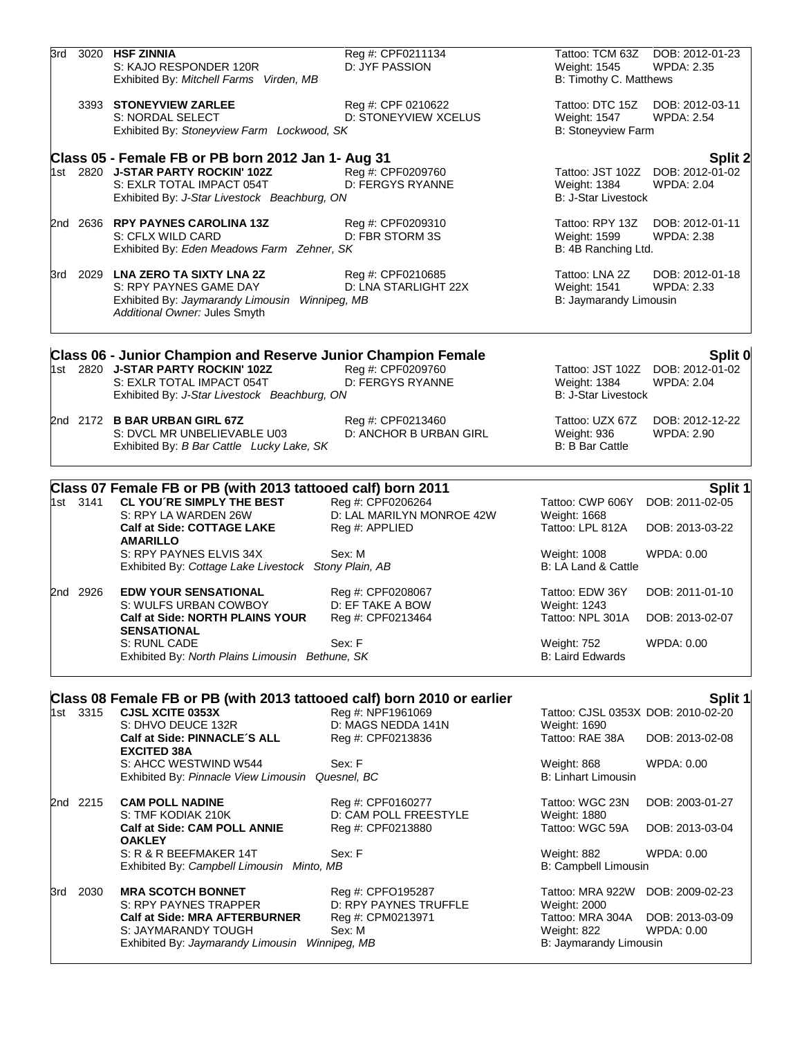3rd 3020 **HSF ZINNIA** Reg #: CPF0211134 Tattoo: TCM 63Z DOB: 2012-01-23
S: KAJO RESPONDER 120R D: JYF PASSION Weight: 1545 WPDA: 2.35
Exhibited By: *Mitchell Farms Virden, MB* B: Timothy C. Matthews

3393 **STONEYVIEW ZARLEE** Reg #: CPF 0210622 Tattoo: DTC 15Z DOB: 2012-03-11
S: NORDAL SELECT D: STONEYVIEW XCELUS Weight: 1547 WPDA: 2.54
Exhibited By: *Stoneyview Farm Lockwood, SK* B: Stoneyview Farm

## Class 05 - Female FB or PB born 2012 Jan 1- Aug 31 — Split 2

1st 2820 **J-STAR PARTY ROCKIN' 102Z** Reg #: CPF0209760 Tattoo: JST 102Z DOB: 2012-01-02
S: EXLR TOTAL IMPACT 054T D: FERGYS RYANNE Weight: 1384 WPDA: 2.04
Exhibited By: *J-Star Livestock Beachburg, ON* B: J-Star Livestock

2nd 2636 **RPY PAYNES CAROLINA 13Z** Reg #: CPF0209310 Tattoo: RPY 13Z DOB: 2012-01-11
S: CFLX WILD CARD D: FBR STORM 3S Weight: 1599 WPDA: 2.38
Exhibited By: *Eden Meadows Farm Zehner, SK* B: 4B Ranching Ltd.

3rd 2029 **LNA ZERO TA SIXTY LNA 2Z** Reg #: CPF0210685 Tattoo: LNA 2Z DOB: 2012-01-18
S: RPY PAYNES GAME DAY D: LNA STARLIGHT 22X Weight: 1541 WPDA: 2.33
Exhibited By: *Jaymarandy Limousin Winnipeg, MB* B: Jaymarandy Limousin
*Additional Owner:* Jules Smyth

## Class 06 - Junior Champion and Reserve Junior Champion Female — Split 0

1st 2820 **J-STAR PARTY ROCKIN' 102Z** Reg #: CPF0209760 Tattoo: JST 102Z DOB: 2012-01-02
S: EXLR TOTAL IMPACT 054T D: FERGYS RYANNE Weight: 1384 WPDA: 2.04
Exhibited By: *J-Star Livestock Beachburg, ON* B: J-Star Livestock

2nd 2172 **B BAR URBAN GIRL 67Z** Reg #: CPF0213460 Tattoo: UZX 67Z DOB: 2012-12-22
S: DVCL MR UNBELIEVABLE U03 D: ANCHOR B URBAN GIRL Weight: 936 WPDA: 2.90
Exhibited By: *B Bar Cattle Lucky Lake, SK* B: B Bar Cattle

## Class 07 Female FB or PB (with 2013 tattooed calf) born 2011 — Split 1

1st 3141 **CL YOU´RE SIMPLY THE BEST** Reg #: CPF0206264 Tattoo: CWP 606Y DOB: 2011-02-05
S: RPY LA WARDEN 26W D: LAL MARILYN MONROE 42W Weight: 1668
**Calf at Side: COTTAGE LAKE AMARILLO** Reg #: APPLIED Tattoo: LPL 812A DOB: 2013-03-22
S: RPY PAYNES ELVIS 34X Sex: M Weight: 1008 WPDA: 0.00
Exhibited By: *Cottage Lake Livestock Stony Plain, AB* B: LA Land & Cattle

2nd 2926 **EDW YOUR SENSATIONAL** Reg #: CPF0208067 Tattoo: EDW 36Y DOB: 2011-01-10
S: WULFS URBAN COWBOY D: EF TAKE A BOW Weight: 1243
**Calf at Side: NORTH PLAINS YOUR SENSATIONAL** Reg #: CPF0213464 Tattoo: NPL 301A DOB: 2013-02-07
S: RUNL CADE Sex: F Weight: 752 WPDA: 0.00
Exhibited By: *North Plains Limousin Bethune, SK* B: Laird Edwards

## Class 08 Female FB or PB (with 2013 tattooed calf) born 2010 or earlier — Split 1

1st 3315 **CJSL XCITE 0353X** Reg #: NPF1961069 Tattoo: CJSL 0353X DOB: 2010-02-20
S: DHVO DEUCE 132R D: MAGS NEDDA 141N Weight: 1690
**Calf at Side: PINNACLE´S ALL EXCITED 38A** Reg #: CPF0213836 Tattoo: RAE 38A DOB: 2013-02-08
S: AHCC WESTWIND W544 Sex: F Weight: 868 WPDA: 0.00
Exhibited By: *Pinnacle View Limousin Quesnel, BC* B: Linhart Limousin

2nd 2215 **CAM POLL NADINE** Reg #: CPF0160277 Tattoo: WGC 23N DOB: 2003-01-27
S: TMF KODIAK 210K D: CAM POLL FREESTYLE Weight: 1880
**Calf at Side: CAM POLL ANNIE OAKLEY** Reg #: CPF0213880 Tattoo: WGC 59A DOB: 2013-03-04
S: R & R BEEFMAKER 14T Sex: F Weight: 882 WPDA: 0.00
Exhibited By: *Campbell Limousin Minto, MB* B: Campbell Limousin

3rd 2030 **MRA SCOTCH BONNET** Reg #: CPFO195287 Tattoo: MRA 922W DOB: 2009-02-23
S: RPY PAYNES TRAPPER D: RPY PAYNES TRUFFLE Weight: 2000
**Calf at Side: MRA AFTERBURNER** Reg #: CPM0213971 Tattoo: MRA 304A DOB: 2013-03-09
S: JAYMARANDY TOUGH Sex: M Weight: 822 WPDA: 0.00
Exhibited By: *Jaymarandy Limousin Winnipeg, MB* B: Jaymarandy Limousin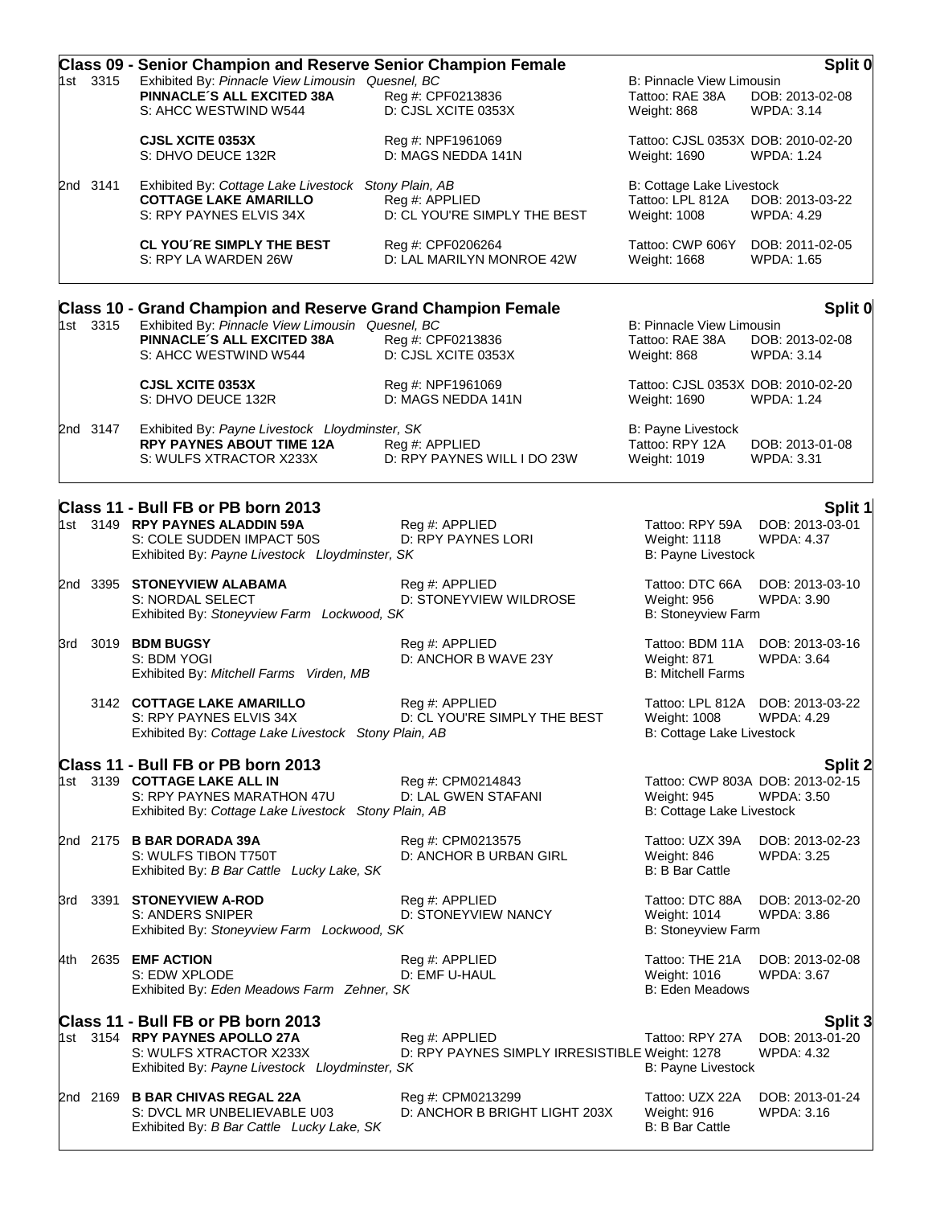## Class 09 - Senior Champion and Reserve Senior Champion Female

**Split 0**

1st 3315 Exhibited By: *Pinnacle View Limousin Quesnel, BC* — B: Pinnacle View Limousin

**PINNACLE´S ALL EXCITED 38A** — Reg #: CPF0213836 — Tattoo: RAE 38A — DOB: 2013-02-08
S: AHCC WESTWIND W544 — D: CJSL XCITE 0353X — Weight: 868 — WPDA: 3.14

**CJSL XCITE 0353X** — Reg #: NPF1961069 — Tattoo: CJSL 0353X — DOB: 2010-02-20
S: DHVO DEUCE 132R — D: MAGS NEDDA 141N — Weight: 1690 — WPDA: 1.24

2nd 3141 Exhibited By: *Cottage Lake Livestock Stony Plain, AB* — B: Cottage Lake Livestock

**COTTAGE LAKE AMARILLO** — Reg #: APPLIED — Tattoo: LPL 812A — DOB: 2013-03-22
S: RPY PAYNES ELVIS 34X — D: CL YOU'RE SIMPLY THE BEST — Weight: 1008 — WPDA: 4.29

**CL YOU´RE SIMPLY THE BEST** — Reg #: CPF0206264 — Tattoo: CWP 606Y — DOB: 2011-02-05
S: RPY LA WARDEN 26W — D: LAL MARILYN MONROE 42W — Weight: 1668 — WPDA: 1.65

## Class 10 - Grand Champion and Reserve Grand Champion Female

**Split 0**

1st 3315 Exhibited By: *Pinnacle View Limousin Quesnel, BC* — B: Pinnacle View Limousin

**PINNACLE´S ALL EXCITED 38A** — Reg #: CPF0213836 — Tattoo: RAE 38A — DOB: 2013-02-08
S: AHCC WESTWIND W544 — D: CJSL XCITE 0353X — Weight: 868 — WPDA: 3.14

**CJSL XCITE 0353X** — Reg #: NPF1961069 — Tattoo: CJSL 0353X — DOB: 2010-02-20
S: DHVO DEUCE 132R — D: MAGS NEDDA 141N — Weight: 1690 — WPDA: 1.24

2nd 3147 Exhibited By: *Payne Livestock Lloydminster, SK* — B: Payne Livestock

**RPY PAYNES ABOUT TIME 12A** — Reg #: APPLIED — Tattoo: RPY 12A — DOB: 2013-01-08
S: WULFS XTRACTOR X233X — D: RPY PAYNES WILL I DO 23W — Weight: 1019 — WPDA: 3.31

## Class 11 - Bull FB or PB born 2013

**Split 1**

1st 3149 **RPY PAYNES ALADDIN 59A** — Reg #: APPLIED — Tattoo: RPY 59A — DOB: 2013-03-01
S: COLE SUDDEN IMPACT 50S — D: RPY PAYNES LORI — Weight: 1118 — WPDA: 4.37
Exhibited By: *Payne Livestock Lloydminster, SK* — B: Payne Livestock

2nd 3395 **STONEYVIEW ALABAMA** — Reg #: APPLIED — Tattoo: DTC 66A — DOB: 2013-03-10
S: NORDAL SELECT — D: STONEYVIEW WILDROSE — Weight: 956 — WPDA: 3.90
Exhibited By: *Stoneyview Farm Lockwood, SK* — B: Stoneyview Farm

3rd 3019 **BDM BUGSY** — Reg #: APPLIED — Tattoo: BDM 11A — DOB: 2013-03-16
S: BDM YOGI — D: ANCHOR B WAVE 23Y — Weight: 871 — WPDA: 3.64
Exhibited By: *Mitchell Farms Virden, MB* — B: Mitchell Farms

3142 **COTTAGE LAKE AMARILLO** — Reg #: APPLIED — Tattoo: LPL 812A — DOB: 2013-03-22
S: RPY PAYNES ELVIS 34X — D: CL YOU'RE SIMPLY THE BEST — Weight: 1008 — WPDA: 4.29
Exhibited By: *Cottage Lake Livestock Stony Plain, AB* — B: Cottage Lake Livestock

## Class 11 - Bull FB or PB born 2013

**Split 2**

1st 3139 **COTTAGE LAKE ALL IN** — Reg #: CPM0214843 — Tattoo: CWP 803A — DOB: 2013-02-15
S: RPY PAYNES MARATHON 47U — D: LAL GWEN STAFANI — Weight: 945 — WPDA: 3.50
Exhibited By: *Cottage Lake Livestock Stony Plain, AB* — B: Cottage Lake Livestock

2nd 2175 **B BAR DORADA 39A** — Reg #: CPM0213575 — Tattoo: UZX 39A — DOB: 2013-02-23
S: WULFS TIBON T750T — D: ANCHOR B URBAN GIRL — Weight: 846 — WPDA: 3.25
Exhibited By: *B Bar Cattle Lucky Lake, SK* — B: B Bar Cattle

3rd 3391 **STONEYVIEW A-ROD** — Reg #: APPLIED — Tattoo: DTC 88A — DOB: 2013-02-20
S: ANDERS SNIPER — D: STONEYVIEW NANCY — Weight: 1014 — WPDA: 3.86
Exhibited By: *Stoneyview Farm Lockwood, SK* — B: Stoneyview Farm

4th 2635 **EMF ACTION** — Reg #: APPLIED — Tattoo: THE 21A — DOB: 2013-02-08
S: EDW XPLODE — D: EMF U-HAUL — Weight: 1016 — WPDA: 3.67
Exhibited By: *Eden Meadows Farm Zehner, SK* — B: Eden Meadows

## Class 11 - Bull FB or PB born 2013

**Split 3**

1st 3154 **RPY PAYNES APOLLO 27A** — Reg #: APPLIED — Tattoo: RPY 27A — DOB: 2013-01-20
S: WULFS XTRACTOR X233X — D: RPY PAYNES SIMPLY IRRESISTIBLE — Weight: 1278 — WPDA: 4.32
Exhibited By: *Payne Livestock Lloydminster, SK* — B: Payne Livestock

2nd 2169 **B BAR CHIVAS REGAL 22A** — Reg #: CPM0213299 — Tattoo: UZX 22A — DOB: 2013-01-24
S: DVCL MR UNBELIEVABLE U03 — D: ANCHOR B BRIGHT LIGHT 203X — Weight: 916 — WPDA: 3.16
Exhibited By: *B Bar Cattle Lucky Lake, SK* — B: B Bar Cattle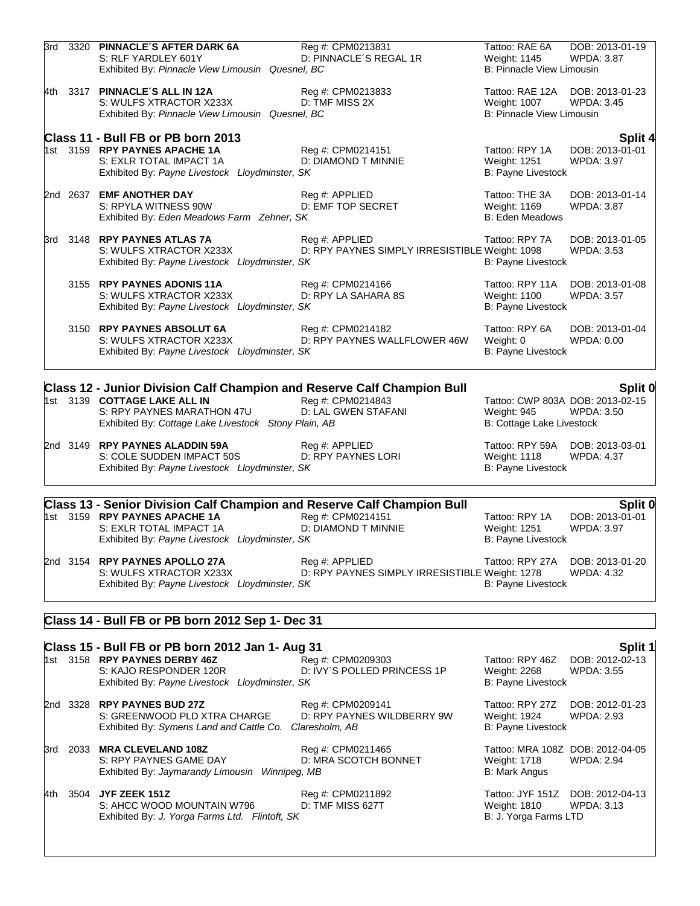| Place | No. | Name | Reg / Dam | Tattoo / Weight / Breeder | DOB / WPDA |
|---|---|---|---|---|---|
| 3rd | 3320 | **PINNACLE´S AFTER DARK 6A**<br>S: RLF YARDLEY 601Y<br>Exhibited By: *Pinnacle View Limousin Quesnel, BC* | Reg #: CPM0213831<br>D: PINNACLE´S REGAL 1R | Tattoo: RAE 6A<br>Weight: 1145<br>B: Pinnacle View Limousin | DOB: 2013-01-19<br>WPDA: 3.87 |
| 4th | 3317 | **PINNACLE´S ALL IN 12A**<br>S: WULFS XTRACTOR X233X<br>Exhibited By: *Pinnacle View Limousin Quesnel, BC* | Reg #: CPM0213833<br>D: TMF MISS 2X | Tattoo: RAE 12A<br>Weight: 1007<br>B: Pinnacle View Limousin | DOB: 2013-01-23<br>WPDA: 3.45 |

## Class 11 - Bull FB or PB born 2013 — Split 4

| Place | No. | Name | Reg / Dam | Tattoo / Weight / Breeder | DOB / WPDA |
|---|---|---|---|---|---|
| 1st | 3159 | **RPY PAYNES APACHE 1A**<br>S: EXLR TOTAL IMPACT 1A<br>Exhibited By: *Payne Livestock Lloydminster, SK* | Reg #: CPM0214151<br>D: DIAMOND T MINNIE | Tattoo: RPY 1A<br>Weight: 1251<br>B: Payne Livestock | DOB: 2013-01-01<br>WPDA: 3.97 |
| 2nd | 2637 | **EMF ANOTHER DAY**<br>S: RPYLA WITNESS 90W<br>Exhibited By: *Eden Meadows Farm Zehner, SK* | Reg #: APPLIED<br>D: EMF TOP SECRET | Tattoo: THE 3A<br>Weight: 1169<br>B: Eden Meadows | DOB: 2013-01-14<br>WPDA: 3.87 |
| 3rd | 3148 | **RPY PAYNES ATLAS 7A**<br>S: WULFS XTRACTOR X233X<br>Exhibited By: *Payne Livestock Lloydminster, SK* | Reg #: APPLIED<br>D: RPY PAYNES SIMPLY IRRESISTIBLE | Tattoo: RPY 7A<br>Weight: 1098<br>B: Payne Livestock | DOB: 2013-01-05<br>WPDA: 3.53 |
| | 3155 | **RPY PAYNES ADONIS 11A**<br>S: WULFS XTRACTOR X233X<br>Exhibited By: *Payne Livestock Lloydminster, SK* | Reg #: CPM0214166<br>D: RPY LA SAHARA 8S | Tattoo: RPY 11A<br>Weight: 1100<br>B: Payne Livestock | DOB: 2013-01-08<br>WPDA: 3.57 |
| | 3150 | **RPY PAYNES ABSOLUT 6A**<br>S: WULFS XTRACTOR X233X<br>Exhibited By: *Payne Livestock Lloydminster, SK* | Reg #: CPM0214182<br>D: RPY PAYNES WALLFLOWER 46W | Tattoo: RPY 6A<br>Weight: 0<br>B: Payne Livestock | DOB: 2013-01-04<br>WPDA: 0.00 |

## Class 12 - Junior Division Calf Champion and Reserve Calf Champion Bull — Split 0

| Place | No. | Name | Reg / Dam | Tattoo / Weight / Breeder | DOB / WPDA |
|---|---|---|---|---|---|
| 1st | 3139 | **COTTAGE LAKE ALL IN**<br>S: RPY PAYNES MARATHON 47U<br>Exhibited By: *Cottage Lake Livestock Stony Plain, AB* | Reg #: CPM0214843<br>D: LAL GWEN STAFANI | Tattoo: CWP 803A<br>Weight: 945<br>B: Cottage Lake Livestock | DOB: 2013-02-15<br>WPDA: 3.50 |
| 2nd | 3149 | **RPY PAYNES ALADDIN 59A**<br>S: COLE SUDDEN IMPACT 50S<br>Exhibited By: *Payne Livestock Lloydminster, SK* | Reg #: APPLIED<br>D: RPY PAYNES LORI | Tattoo: RPY 59A<br>Weight: 1118<br>B: Payne Livestock | DOB: 2013-03-01<br>WPDA: 4.37 |

## Class 13 - Senior Division Calf Champion and Reserve Calf Champion Bull — Split 0

| Place | No. | Name | Reg / Dam | Tattoo / Weight / Breeder | DOB / WPDA |
|---|---|---|---|---|---|
| 1st | 3159 | **RPY PAYNES APACHE 1A**<br>S: EXLR TOTAL IMPACT 1A<br>Exhibited By: *Payne Livestock Lloydminster, SK* | Reg #: CPM0214151<br>D: DIAMOND T MINNIE | Tattoo: RPY 1A<br>Weight: 1251<br>B: Payne Livestock | DOB: 2013-01-01<br>WPDA: 3.97 |
| 2nd | 3154 | **RPY PAYNES APOLLO 27A**<br>S: WULFS XTRACTOR X233X<br>Exhibited By: *Payne Livestock Lloydminster, SK* | Reg #: APPLIED<br>D: RPY PAYNES SIMPLY IRRESISTIBLE | Tattoo: RPY 27A<br>Weight: 1278<br>B: Payne Livestock | DOB: 2013-01-20<br>WPDA: 4.32 |

## Class 14 - Bull FB or PB born 2012 Sep 1- Dec 31

## Class 15 - Bull FB or PB born 2012 Jan 1- Aug 31 — Split 1

| Place | No. | Name | Reg / Dam | Tattoo / Weight / Breeder | DOB / WPDA |
|---|---|---|---|---|---|
| 1st | 3158 | **RPY PAYNES DERBY 46Z**<br>S: KAJO RESPONDER 120R<br>Exhibited By: *Payne Livestock Lloydminster, SK* | Reg #: CPM0209303<br>D: IVY`S POLLED PRINCESS 1P | Tattoo: RPY 46Z<br>Weight: 2268<br>B: Payne Livestock | DOB: 2012-02-13<br>WPDA: 3.55 |
| 2nd | 3328 | **RPY PAYNES BUD 27Z**<br>S: GREENWOOD PLD XTRA CHARGE<br>Exhibited By: *Symens Land and Cattle Co. Claresholm, AB* | Reg #: CPM0209141<br>D: RPY PAYNES WILDBERRY 9W | Tattoo: RPY 27Z<br>Weight: 1924<br>B: Payne Livestock | DOB: 2012-01-23<br>WPDA: 2.93 |
| 3rd | 2033 | **MRA CLEVELAND 108Z**<br>S: RPY PAYNES GAME DAY<br>Exhibited By: *Jaymarandy Limousin Winnipeg, MB* | Reg #: CPM0211465<br>D: MRA SCOTCH BONNET | Tattoo: MRA 108Z<br>Weight: 1718<br>B: Mark Angus | DOB: 2012-04-05<br>WPDA: 2.94 |
| 4th | 3504 | **JYF ZEEK 151Z**<br>S: AHCC WOOD MOUNTAIN W796<br>Exhibited By: *J. Yorga Farms Ltd. Flintoft, SK* | Reg #: CPM0211892<br>D: TMF MISS 627T | Tattoo: JYF 151Z<br>Weight: 1810<br>B: J. Yorga Farms LTD | DOB: 2012-04-13<br>WPDA: 3.13 |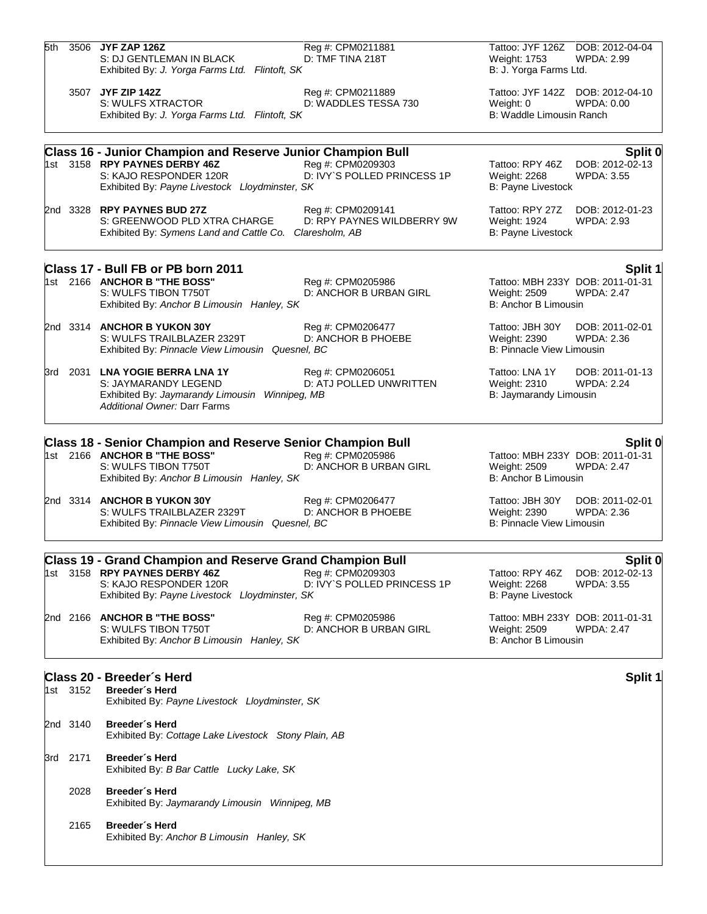5th 3506 **JYF ZAP 126Z** Reg #: CPM0211881 Tattoo: JYF 126Z DOB: 2012-04-04
S: DJ GENTLEMAN IN BLACK D: TMF TINA 218T Weight: 1753 WPDA: 2.99
Exhibited By: *J. Yorga Farms Ltd. Flintoft, SK* B: J. Yorga Farms Ltd.

3507 **JYF ZIP 142Z** Reg #: CPM0211889 Tattoo: JYF 142Z DOB: 2012-04-10
S: WULFS XTRACTOR D: WADDLES TESSA 730 Weight: 0 WPDA: 0.00
Exhibited By: *J. Yorga Farms Ltd. Flintoft, SK* B: Waddle Limousin Ranch

## Class 16 - Junior Champion and Reserve Junior Champion Bull — Split 0

1st 3158 **RPY PAYNES DERBY 46Z** Reg #: CPM0209303 Tattoo: RPY 46Z DOB: 2012-02-13
S: KAJO RESPONDER 120R D: IVY`S POLLED PRINCESS 1P Weight: 2268 WPDA: 3.55
Exhibited By: *Payne Livestock Lloydminster, SK* B: Payne Livestock

2nd 3328 **RPY PAYNES BUD 27Z** Reg #: CPM0209141 Tattoo: RPY 27Z DOB: 2012-01-23
S: GREENWOOD PLD XTRA CHARGE D: RPY PAYNES WILDBERRY 9W Weight: 1924 WPDA: 2.93
Exhibited By: *Symens Land and Cattle Co. Claresholm, AB* B: Payne Livestock

## Class 17 - Bull FB or PB born 2011 — Split 1

1st 2166 **ANCHOR B "THE BOSS"** Reg #: CPM0205986 Tattoo: MBH 233Y DOB: 2011-01-31
S: WULFS TIBON T750T D: ANCHOR B URBAN GIRL Weight: 2509 WPDA: 2.47
Exhibited By: *Anchor B Limousin Hanley, SK* B: Anchor B Limousin

2nd 3314 **ANCHOR B YUKON 30Y** Reg #: CPM0206477 Tattoo: JBH 30Y DOB: 2011-02-01
S: WULFS TRAILBLAZER 2329T D: ANCHOR B PHOEBE Weight: 2390 WPDA: 2.36
Exhibited By: *Pinnacle View Limousin Quesnel, BC* B: Pinnacle View Limousin

3rd 2031 **LNA YOGIE BERRA LNA 1Y** Reg #: CPM0206051 Tattoo: LNA 1Y DOB: 2011-01-13
S: JAYMARANDY LEGEND D: ATJ POLLED UNWRITTEN Weight: 2310 WPDA: 2.24
Exhibited By: *Jaymarandy Limousin Winnipeg, MB* B: Jaymarandy Limousin
*Additional Owner:* Darr Farms

## Class 18 - Senior Champion and Reserve Senior Champion Bull — Split 0

1st 2166 **ANCHOR B "THE BOSS"** Reg #: CPM0205986 Tattoo: MBH 233Y DOB: 2011-01-31
S: WULFS TIBON T750T D: ANCHOR B URBAN GIRL Weight: 2509 WPDA: 2.47
Exhibited By: *Anchor B Limousin Hanley, SK* B: Anchor B Limousin

2nd 3314 **ANCHOR B YUKON 30Y** Reg #: CPM0206477 Tattoo: JBH 30Y DOB: 2011-02-01
S: WULFS TRAILBLAZER 2329T D: ANCHOR B PHOEBE Weight: 2390 WPDA: 2.36
Exhibited By: *Pinnacle View Limousin Quesnel, BC* B: Pinnacle View Limousin

## Class 19 - Grand Champion and Reserve Grand Champion Bull — Split 0

1st 3158 **RPY PAYNES DERBY 46Z** Reg #: CPM0209303 Tattoo: RPY 46Z DOB: 2012-02-13
S: KAJO RESPONDER 120R D: IVY`S POLLED PRINCESS 1P Weight: 2268 WPDA: 3.55
Exhibited By: *Payne Livestock Lloydminster, SK* B: Payne Livestock

2nd 2166 **ANCHOR B "THE BOSS"** Reg #: CPM0205986 Tattoo: MBH 233Y DOB: 2011-01-31
S: WULFS TIBON T750T D: ANCHOR B URBAN GIRL Weight: 2509 WPDA: 2.47
Exhibited By: *Anchor B Limousin Hanley, SK* B: Anchor B Limousin

## Class 20 - Breeder´s Herd — Split 1

1st 3152 **Breeder´s Herd**
Exhibited By: *Payne Livestock Lloydminster, SK*

2nd 3140 **Breeder´s Herd**
Exhibited By: *Cottage Lake Livestock Stony Plain, AB*

3rd 2171 **Breeder´s Herd**
Exhibited By: *B Bar Cattle Lucky Lake, SK*

2028 **Breeder´s Herd**
Exhibited By: *Jaymarandy Limousin Winnipeg, MB*

2165 **Breeder´s Herd**
Exhibited By: *Anchor B Limousin Hanley, SK*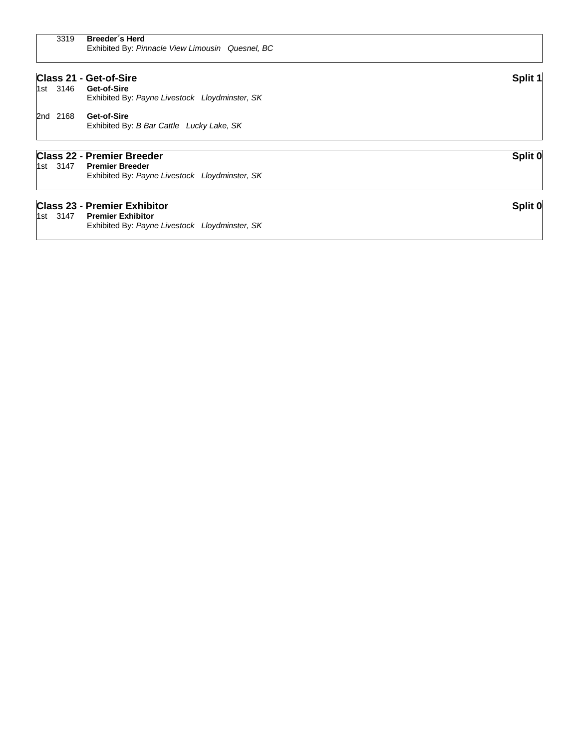3319 **Breeder´s Herd**
Exhibited By: *Pinnacle View Limousin Quesnel, BC*

## Class 21 - Get-of-Sire — Split 1

1st 3146 **Get-of-Sire**
Exhibited By: *Payne Livestock Lloydminster, SK*

2nd 2168 **Get-of-Sire**
Exhibited By: *B Bar Cattle Lucky Lake, SK*

## Class 22 - Premier Breeder — Split 0

1st 3147 **Premier Breeder**
Exhibited By: *Payne Livestock Lloydminster, SK*

## Class 23 - Premier Exhibitor — Split 0

1st 3147 **Premier Exhibitor**
Exhibited By: *Payne Livestock Lloydminster, SK*